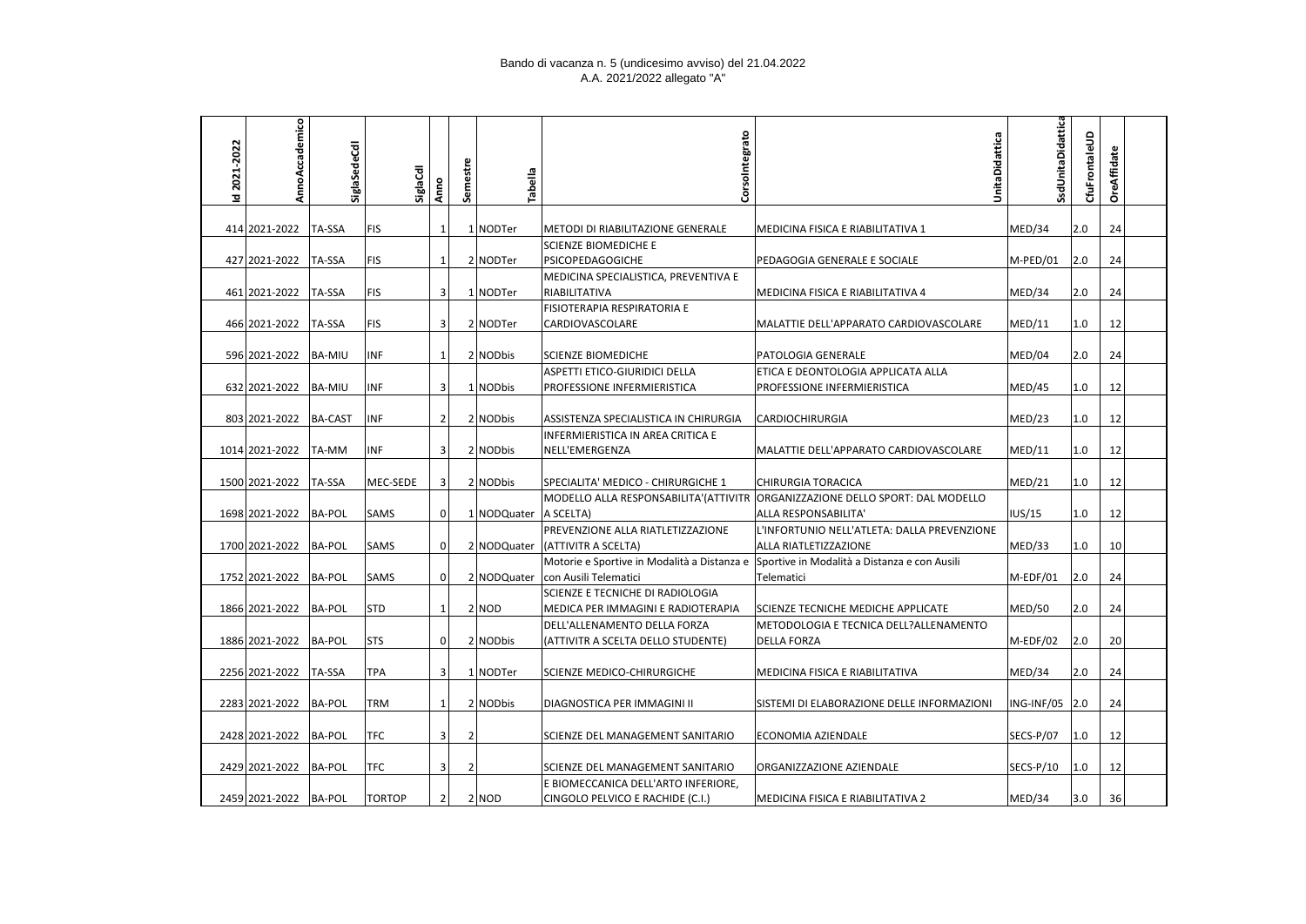Bando di vacanza n. 5 (undicesimo avviso) del 21.04.2022
A.A. 2021/2022 allegato "A"

| Id 2021-2022 | AnnoAccademico | SiglaSedeCdl | SiglaCdl | Anno | Semestre | Tabella | CorsoIntegrato | UnitaDidattica | SsdUnitaDidattica | CfuFrontaleUD | OreAffidate |
|---|---|---|---|---|---|---|---|---|---|---|---|
| 414 | 2021-2022 | TA-SSA | FIS | 1 | 1 | NODTer | METODI DI RIABILITAZIONE GENERALE | MEDICINA FISICA E RIABILITATIVA 1 | MED/34 | 2.0 | 24 |
| 427 | 2021-2022 | TA-SSA | FIS | 1 | 2 | NODTer | SCIENZE BIOMEDICHE E PSICOPEDAGOGICHE | PEDAGOGIA GENERALE E SOCIALE | M-PED/01 | 2.0 | 24 |
| 461 | 2021-2022 | TA-SSA | FIS | 3 | 1 | NODTer | MEDICINA SPECIALISTICA, PREVENTIVA E RIABILITATIVA | MEDICINA FISICA E RIABILITATIVA 4 | MED/34 | 2.0 | 24 |
| 466 | 2021-2022 | TA-SSA | FIS | 3 | 2 | NODTer | FISIOTERAPIA RESPIRATORIA E CARDIOVASCOLARE | MALATTIE DELL'APPARATO CARDIOVASCOLARE | MED/11 | 1.0 | 12 |
| 596 | 2021-2022 | BA-MIU | INF | 1 | 2 | NODbis | SCIENZE BIOMEDICHE | PATOLOGIA GENERALE | MED/04 | 2.0 | 24 |
| 632 | 2021-2022 | BA-MIU | INF | 3 | 1 | NODbis | ASPETTI ETICO-GIURIDICI DELLA PROFESSIONE INFERMIERISTICA | ETICA E DEONTOLOGIA APPLICATA ALLA PROFESSIONE INFERMIERISTICA | MED/45 | 1.0 | 12 |
| 803 | 2021-2022 | BA-CAST | INF | 2 | 2 | NODbis | ASSISTENZA SPECIALISTICA IN CHIRURGIA | CARDIOCHIRURGIA | MED/23 | 1.0 | 12 |
| 1014 | 2021-2022 | TA-MM | INF | 3 | 2 | NODbis | INFERMIERISTICA IN AREA CRITICA E NELL'EMERGENZA | MALATTIE DELL'APPARATO CARDIOVASCOLARE | MED/11 | 1.0 | 12 |
| 1500 | 2021-2022 | TA-SSA | MEC-SEDE | 3 | 2 | NODbis | SPECIALITA' MEDICO - CHIRURGICHE 1 | CHIRURGIA TORACICA | MED/21 | 1.0 | 12 |
| 1698 | 2021-2022 | BA-POL | SAMS | 0 | 1 | NODQuater | MODELLO ALLA RESPONSABILITA'(ATTIVITR A SCELTA) | ORGANIZZAZIONE DELLO SPORT: DAL MODELLO ALLA RESPONSABILITA' | IUS/15 | 1.0 | 12 |
| 1700 | 2021-2022 | BA-POL | SAMS | 0 | 2 | NODQuater | PREVENZIONE ALLA RIATLETIZZAZIONE (ATTIVITR A SCELTA) | L'INFORTUNIO NELL'ATLETA: DALLA PREVENZIONE ALLA RIATLETIZZAZIONE | MED/33 | 1.0 | 10 |
| 1752 | 2021-2022 | BA-POL | SAMS | 0 | 2 | NODQuater | Motorie e Sportive in Modalità a Distanza e con Ausili Telematici | Sportive in Modalità a Distanza e con Ausili Telematici | M-EDF/01 | 2.0 | 24 |
| 1866 | 2021-2022 | BA-POL | STD | 1 | 2 | NOD | SCIENZE E TECNICHE DI RADIOLOGIA MEDICA PER IMMAGINI E RADIOTERAPIA | SCIENZE TECNICHE MEDICHE APPLICATE | MED/50 | 2.0 | 24 |
| 1886 | 2021-2022 | BA-POL | STS | 0 | 2 | NODbis | DELL'ALLENAMENTO DELLA FORZA (ATTIVITR A SCELTA DELLO STUDENTE) | METODOLOGIA E TECNICA DELL?ALLENAMENTO DELLA FORZA | M-EDF/02 | 2.0 | 20 |
| 2256 | 2021-2022 | TA-SSA | TPA | 3 | 1 | NODTer | SCIENZE MEDICO-CHIRURGICHE | MEDICINA FISICA E RIABILITATIVA | MED/34 | 2.0 | 24 |
| 2283 | 2021-2022 | BA-POL | TRM | 1 | 2 | NODbis | DIAGNOSTICA PER IMMAGINI II | SISTEMI DI ELABORAZIONE DELLE INFORMAZIONI | ING-INF/05 | 2.0 | 24 |
| 2428 | 2021-2022 | BA-POL | TFC | 3 | 2 | | SCIENZE DEL MANAGEMENT SANITARIO | ECONOMIA AZIENDALE | SECS-P/07 | 1.0 | 12 |
| 2429 | 2021-2022 | BA-POL | TFC | 3 | 2 | | SCIENZE DEL MANAGEMENT SANITARIO | ORGANIZZAZIONE AZIENDALE | SECS-P/10 | 1.0 | 12 |
| 2459 | 2021-2022 | BA-POL | TORTOP | 2 | 2 | NOD | E BIOMECCANICA DELL'ARTO INFERIORE, CINGOLO PELVICO E RACHIDE (C.I.) | MEDICINA FISICA E RIABILITATIVA 2 | MED/34 | 3.0 | 36 |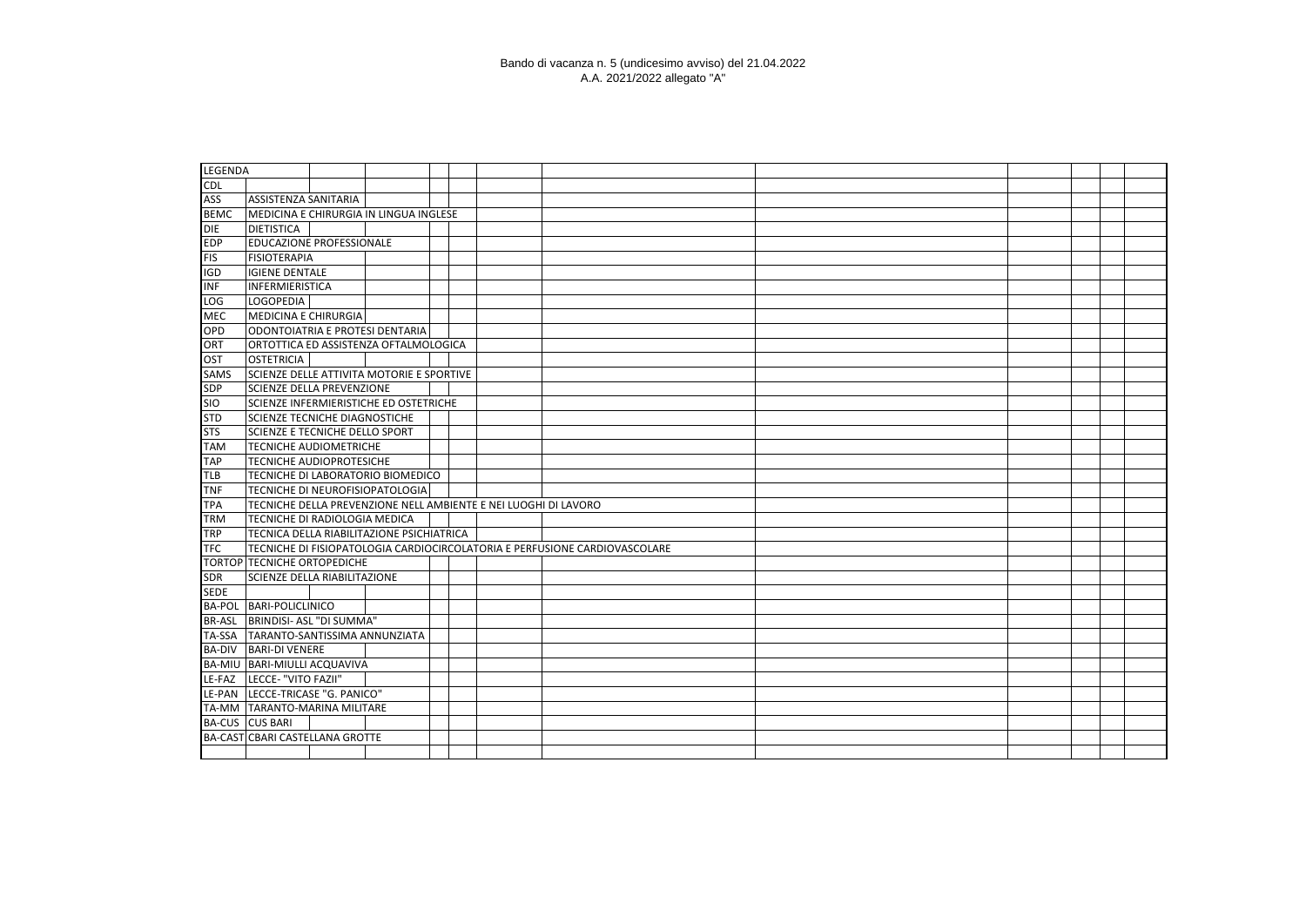Bando di vacanza n. 5 (undicesimo avviso) del 21.04.2022
A.A. 2021/2022 allegato "A"

| | |
|---|---|
| LEGENDA | |
| CDL | |
| ASS | ASSISTENZA SANITARIA |
| BEMC | MEDICINA E CHIRURGIA IN LINGUA INGLESE |
| DIE | DIETISTICA |
| EDP | EDUCAZIONE PROFESSIONALE |
| FIS | FISIOTERAPIA |
| IGD | IGIENE DENTALE |
| INF | INFERMIERISTICA |
| LOG | LOGOPEDIA |
| MEC | MEDICINA E CHIRURGIA |
| OPD | ODONTOIATRIA E PROTESI DENTARIA |
| ORT | ORTOTTICA ED ASSISTENZA OFTALMOLOGICA |
| OST | OSTETRICIA |
| SAMS | SCIENZE DELLE ATTIVITA MOTORIE E SPORTIVE |
| SDP | SCIENZE DELLA PREVENZIONE |
| SIO | SCIENZE INFERMIERISTICHE ED OSTETRICHE |
| STD | SCIENZE TECNICHE DIAGNOSTICHE |
| STS | SCIENZE E TECNICHE DELLO SPORT |
| TAM | TECNICHE AUDIOMETRICHE |
| TAP | TECNICHE AUDIOPROTESICHE |
| TLB | TECNICHE DI LABORATORIO BIOMEDICO |
| TNF | TECNICHE DI NEUROFISIOPATOLOGIA |
| TPA | TECNICHE DELLA PREVENZIONE NELL AMBIENTE E NEI LUOGHI DI LAVORO |
| TRM | TECNICHE DI RADIOLOGIA MEDICA |
| TRP | TECNICA DELLA RIABILITAZIONE PSICHIATRICA |
| TFC | TECNICHE DI FISIOPATOLOGIA CARDIOCIRCOLATORIA E PERFUSIONE CARDIOVASCOLARE |
| TORTOP | TECNICHE ORTOPEDICHE |
| SDR | SCIENZE DELLA RIABILITAZIONE |
| SEDE | |
| BA-POL | BARI-POLICLINICO |
| BR-ASL | BRINDISI- ASL "DI SUMMA" |
| TA-SSA | TARANTO-SANTISSIMA ANNUNZIATA |
| BA-DIV | BARI-DI VENERE |
| BA-MIU | BARI-MIULLI ACQUAVIVA |
| LE-FAZ | LECCE- "VITO FAZII" |
| LE-PAN | LECCE-TRICASE "G. PANICO" |
| TA-MM | TARANTO-MARINA MILITARE |
| BA-CUS | CUS BARI |
| BA-CAST | CBARI CASTELLANA GROTTE |